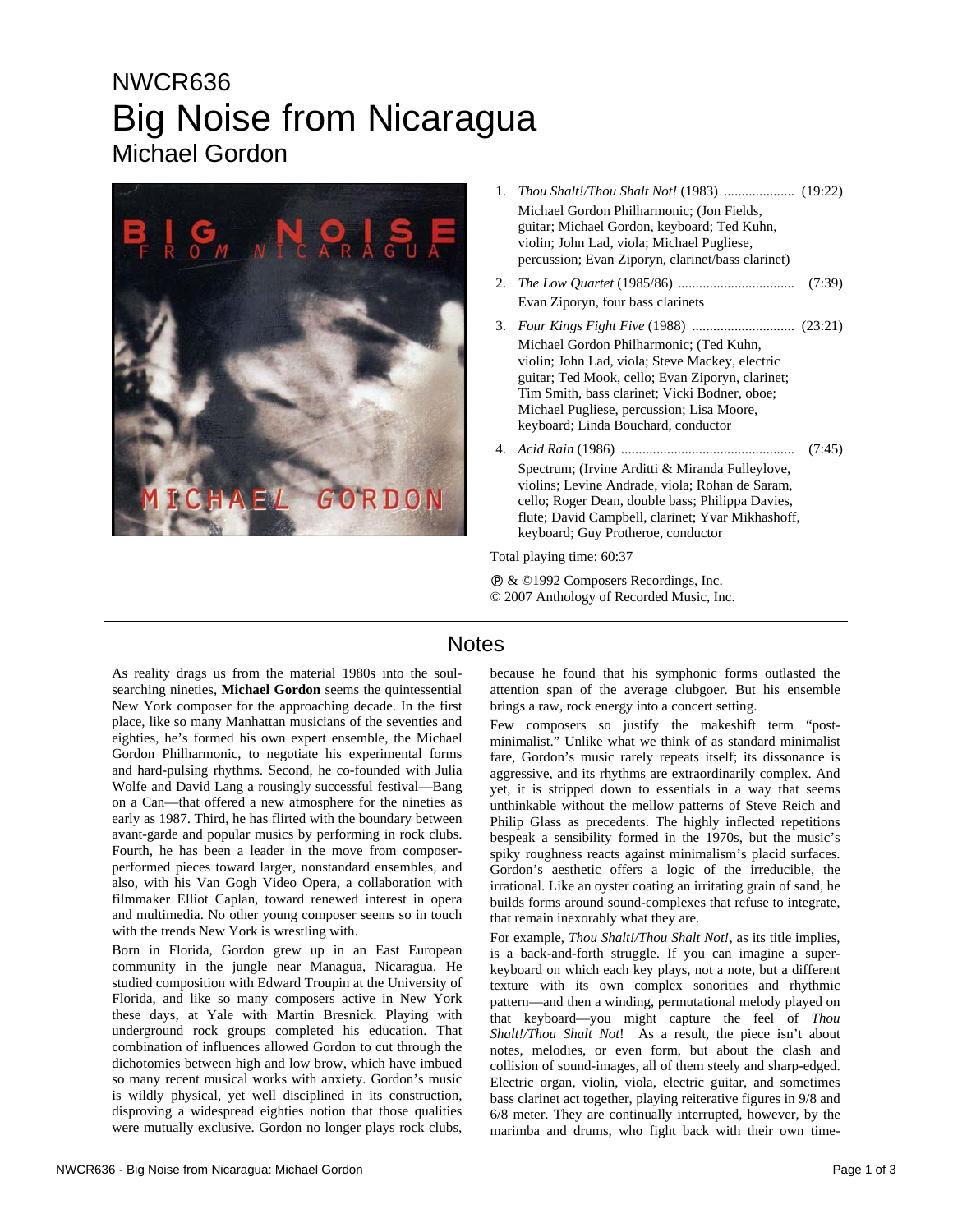NWCR636

# Big Noise from Nicaragua

## Michael Gordon

1. *Thou Shalt!/Thou Shalt Not!* (1983) .................... (19:22)
   Michael Gordon Philharmonic; (Jon Fields, guitar; Michael Gordon, keyboard; Ted Kuhn, violin; John Lad, viola; Michael Pugliese, percussion; Evan Ziporyn, clarinet/bass clarinet)
2. *The Low Quartet* (1985/86) ................................ (7:39)
   Evan Ziporyn, four bass clarinets
3. *Four Kings Fight Five* (1988) ............................ (23:21)
   Michael Gordon Philharmonic; (Ted Kuhn, violin; John Lad, viola; Steve Mackey, electric guitar; Ted Mook, cello; Evan Ziporyn, clarinet; Tim Smith, bass clarinet; Vicki Bodner, oboe; Michael Pugliese, percussion; Lisa Moore, keyboard; Linda Bouchard, conductor
4. *Acid Rain* (1986) ................................................ (7:45)
   Spectrum; (Irvine Arditti & Miranda Fulleylove, violins; Levine Andrade, viola; Rohan de Saram, cello; Roger Dean, double bass; Philippa Davies, flute; David Campbell, clarinet; Yvar Mikhashoff, keyboard; Guy Protheroe, conductor

Total playing time: 60:37

℗ & ©1992 Composers Recordings, Inc.
© 2007 Anthology of Recorded Music, Inc.

## Notes

As reality drags us from the material 1980s into the soul-searching nineties, **Michael Gordon** seems the quintessential New York composer for the approaching decade. In the first place, like so many Manhattan musicians of the seventies and eighties, he's formed his own expert ensemble, the Michael Gordon Philharmonic, to negotiate his experimental forms and hard-pulsing rhythms. Second, he co-founded with Julia Wolfe and David Lang a rousingly successful festival—Bang on a Can—that offered a new atmosphere for the nineties as early as 1987. Third, he has flirted with the boundary between avant-garde and popular musics by performing in rock clubs. Fourth, he has been a leader in the move from composer-performed pieces toward larger, nonstandard ensembles, and also, with his Van Gogh Video Opera, a collaboration with filmmaker Elliot Caplan, toward renewed interest in opera and multimedia. No other young composer seems so in touch with the trends New York is wrestling with.

Born in Florida, Gordon grew up in an East European community in the jungle near Managua, Nicaragua. He studied composition with Edward Troupin at the University of Florida, and like so many composers active in New York these days, at Yale with Martin Bresnick. Playing with underground rock groups completed his education. That combination of influences allowed Gordon to cut through the dichotomies between high and low brow, which have imbued so many recent musical works with anxiety. Gordon's music is wildly physical, yet well disciplined in its construction, disproving a widespread eighties notion that those qualities were mutually exclusive. Gordon no longer plays rock clubs, because he found that his symphonic forms outlasted the attention span of the average clubgoer. But his ensemble brings a raw, rock energy into a concert setting.

Few composers so justify the makeshift term "post-minimalist." Unlike what we think of as standard minimalist fare, Gordon's music rarely repeats itself; its dissonance is aggressive, and its rhythms are extraordinarily complex. And yet, it is stripped down to essentials in a way that seems unthinkable without the mellow patterns of Steve Reich and Philip Glass as precedents. The highly inflected repetitions bespeak a sensibility formed in the 1970s, but the music's spiky roughness reacts against minimalism's placid surfaces. Gordon's aesthetic offers a logic of the irreducible, the irrational. Like an oyster coating an irritating grain of sand, he builds forms around sound-complexes that refuse to integrate, that remain inexorably what they are.

For example, *Thou Shalt!/Thou Shalt Not!*, as its title implies, is a back-and-forth struggle. If you can imagine a super-keyboard on which each key plays, not a note, but a different texture with its own complex sonorities and rhythmic pattern—and then a winding, permutational melody played on that keyboard—you might capture the feel of *Thou Shalt!/Thou Shalt Not*! As a result, the piece isn't about notes, melodies, or even form, but about the clash and collision of sound-images, all of them steely and sharp-edged. Electric organ, violin, viola, electric guitar, and sometimes bass clarinet act together, playing reiterative figures in 9/8 and 6/8 meter. They are continually interrupted, however, by the marimba and drums, who fight back with their own time-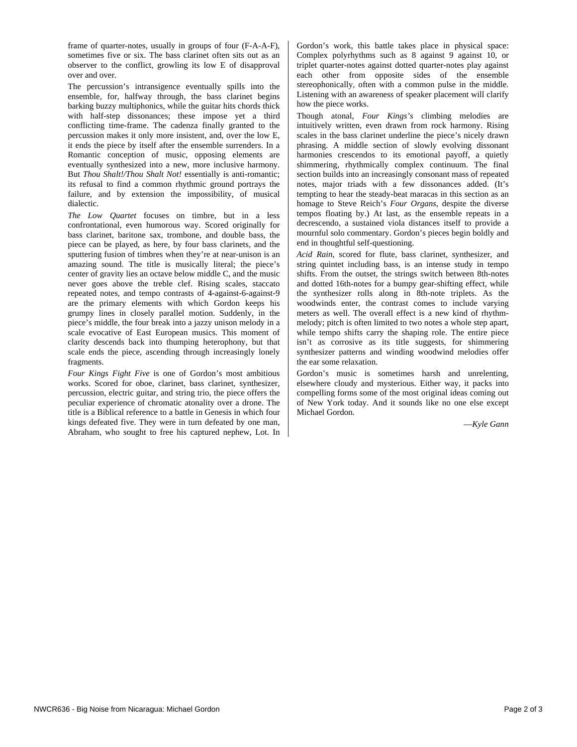frame of quarter-notes, usually in groups of four (F-A-A-F), sometimes five or six. The bass clarinet often sits out as an observer to the conflict, growling its low E of disapproval over and over.

The percussion's intransigence eventually spills into the ensemble, for, halfway through, the bass clarinet begins barking buzzy multiphonics, while the guitar hits chords thick with half-step dissonances; these impose yet a third conflicting time-frame. The cadenza finally granted to the percussion makes it only more insistent, and, over the low E, it ends the piece by itself after the ensemble surrenders. In a Romantic conception of music, opposing elements are eventually synthesized into a new, more inclusive harmony. But *Thou Shalt!/Thou Shalt Not!* essentially is anti-romantic; its refusal to find a common rhythmic ground portrays the failure, and by extension the impossibility, of musical dialectic.

*The Low Quartet* focuses on timbre, but in a less confrontational, even humorous way. Scored originally for bass clarinet, baritone sax, trombone, and double bass, the piece can be played, as here, by four bass clarinets, and the sputtering fusion of timbres when they're at near-unison is an amazing sound. The title is musically literal; the piece's center of gravity lies an octave below middle C, and the music never goes above the treble clef. Rising scales, staccato repeated notes, and tempo contrasts of 4-against-6-against-9 are the primary elements with which Gordon keeps his grumpy lines in closely parallel motion. Suddenly, in the piece's middle, the four break into a jazzy unison melody in a scale evocative of East European musics. This moment of clarity descends back into thumping heterophony, but that scale ends the piece, ascending through increasingly lonely fragments.

*Four Kings Fight Five* is one of Gordon's most ambitious works. Scored for oboe, clarinet, bass clarinet, synthesizer, percussion, electric guitar, and string trio, the piece offers the peculiar experience of chromatic atonality over a drone. The title is a Biblical reference to a battle in Genesis in which four kings defeated five. They were in turn defeated by one man, Abraham, who sought to free his captured nephew, Lot. In Gordon's work, this battle takes place in physical space: Complex polyrhythms such as 8 against 9 against 10, or triplet quarter-notes against dotted quarter-notes play against each other from opposite sides of the ensemble stereophonically, often with a common pulse in the middle. Listening with an awareness of speaker placement will clarify how the piece works.

Though atonal, *Four Kings's* climbing melodies are intuitively written, even drawn from rock harmony. Rising scales in the bass clarinet underline the piece's nicely drawn phrasing. A middle section of slowly evolving dissonant harmonies crescendos to its emotional payoff, a quietly shimmering, rhythmically complex continuum. The final section builds into an increasingly consonant mass of repeated notes, major triads with a few dissonances added. (It's tempting to hear the steady-beat maracas in this section as an homage to Steve Reich's *Four Organs*, despite the diverse tempos floating by.) At last, as the ensemble repeats in a decrescendo, a sustained viola distances itself to provide a mournful solo commentary. Gordon's pieces begin boldly and end in thoughtful self-questioning.

*Acid Rain*, scored for flute, bass clarinet, synthesizer, and string quintet including bass, is an intense study in tempo shifts. From the outset, the strings switch between 8th-notes and dotted 16th-notes for a bumpy gear-shifting effect, while the synthesizer rolls along in 8th-note triplets. As the woodwinds enter, the contrast comes to include varying meters as well. The overall effect is a new kind of rhythm-melody; pitch is often limited to two notes a whole step apart, while tempo shifts carry the shaping role. The entire piece isn't as corrosive as its title suggests, for shimmering synthesizer patterns and winding woodwind melodies offer the ear some relaxation.

Gordon's music is sometimes harsh and unrelenting, elsewhere cloudy and mysterious. Either way, it packs into compelling forms some of the most original ideas coming out of New York today. And it sounds like no one else except Michael Gordon.

—*Kyle Gann*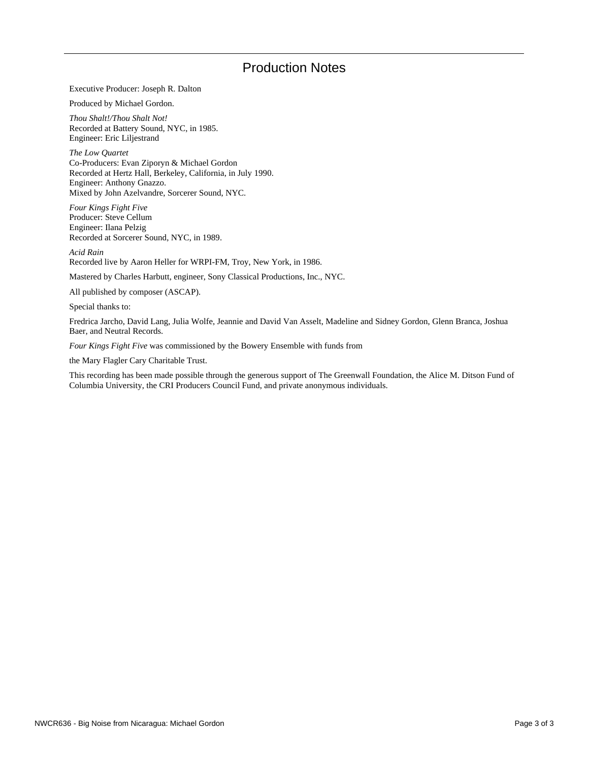## Production Notes

Executive Producer: Joseph R. Dalton

Produced by Michael Gordon.

*Thou Shalt!/Thou Shalt Not!*
Recorded at Battery Sound, NYC, in 1985.
Engineer: Eric Liljestrand

*The Low Quartet*
Co-Producers: Evan Ziporyn & Michael Gordon
Recorded at Hertz Hall, Berkeley, California, in July 1990.
Engineer: Anthony Gnazzo.
Mixed by John Azelvandre, Sorcerer Sound, NYC.

*Four Kings Fight Five*
Producer: Steve Cellum
Engineer: Ilana Pelzig
Recorded at Sorcerer Sound, NYC, in 1989.

*Acid Rain*
Recorded live by Aaron Heller for WRPI-FM, Troy, New York, in 1986.

Mastered by Charles Harbutt, engineer, Sony Classical Productions, Inc., NYC.

All published by composer (ASCAP).

Special thanks to:

Fredrica Jarcho, David Lang, Julia Wolfe, Jeannie and David Van Asselt, Madeline and Sidney Gordon, Glenn Branca, Joshua Baer, and Neutral Records.

*Four Kings Fight Five* was commissioned by the Bowery Ensemble with funds from

the Mary Flagler Cary Charitable Trust.

This recording has been made possible through the generous support of The Greenwall Foundation, the Alice M. Ditson Fund of Columbia University, the CRI Producers Council Fund, and private anonymous individuals.